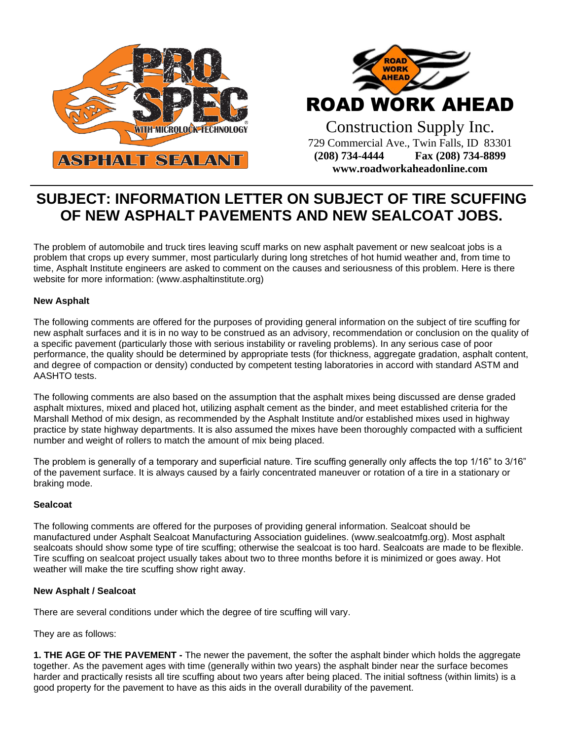PRO SPEC WITH MICROLOCK TECHNOLOGY

ASPHALT SEALANT

ROAD WORK AHEAD

Construction Supply Inc.
729 Commercial Ave., Twin Falls, ID 83301
**(208) 734-4444 Fax (208) 734-8899**
**www.roadworkaheadonline.com**

# SUBJECT: INFORMATION LETTER ON SUBJECT OF TIRE SCUFFING OF NEW ASPHALT PAVEMENTS AND NEW SEALCOAT JOBS.

The problem of automobile and truck tires leaving scuff marks on new asphalt pavement or new sealcoat jobs is a problem that crops up every summer, most particularly during long stretches of hot humid weather and, from time to time, Asphalt Institute engineers are asked to comment on the causes and seriousness of this problem. Here is there website for more information: (www.asphaltinstitute.org)

**New Asphalt**

The following comments are offered for the purposes of providing general information on the subject of tire scuffing for new asphalt surfaces and it is in no way to be construed as an advisory, recommendation or conclusion on the quality of a specific pavement (particularly those with serious instability or raveling problems). In any serious case of poor performance, the quality should be determined by appropriate tests (for thickness, aggregate gradation, asphalt content, and degree of compaction or density) conducted by competent testing laboratories in accord with standard ASTM and AASHTO tests.

The following comments are also based on the assumption that the asphalt mixes being discussed are dense graded asphalt mixtures, mixed and placed hot, utilizing asphalt cement as the binder, and meet established criteria for the Marshall Method of mix design, as recommended by the Asphalt Institute and/or established mixes used in highway practice by state highway departments. It is also assumed the mixes have been thoroughly compacted with a sufficient number and weight of rollers to match the amount of mix being placed.

The problem is generally of a temporary and superficial nature. Tire scuffing generally only affects the top 1/16" to 3/16" of the pavement surface. It is always caused by a fairly concentrated maneuver or rotation of a tire in a stationary or braking mode.

**Sealcoat**

The following comments are offered for the purposes of providing general information. Sealcoat should be manufactured under Asphalt Sealcoat Manufacturing Association guidelines. (www.sealcoatmfg.org). Most asphalt sealcoats should show some type of tire scuffing; otherwise the sealcoat is too hard. Sealcoats are made to be flexible. Tire scuffing on sealcoat project usually takes about two to three months before it is minimized or goes away. Hot weather will make the tire scuffing show right away.

**New Asphalt / Sealcoat**

There are several conditions under which the degree of tire scuffing will vary.

They are as follows:

**1. THE AGE OF THE PAVEMENT -** The newer the pavement, the softer the asphalt binder which holds the aggregate together. As the pavement ages with time (generally within two years) the asphalt binder near the surface becomes harder and practically resists all tire scuffing about two years after being placed. The initial softness (within limits) is a good property for the pavement to have as this aids in the overall durability of the pavement.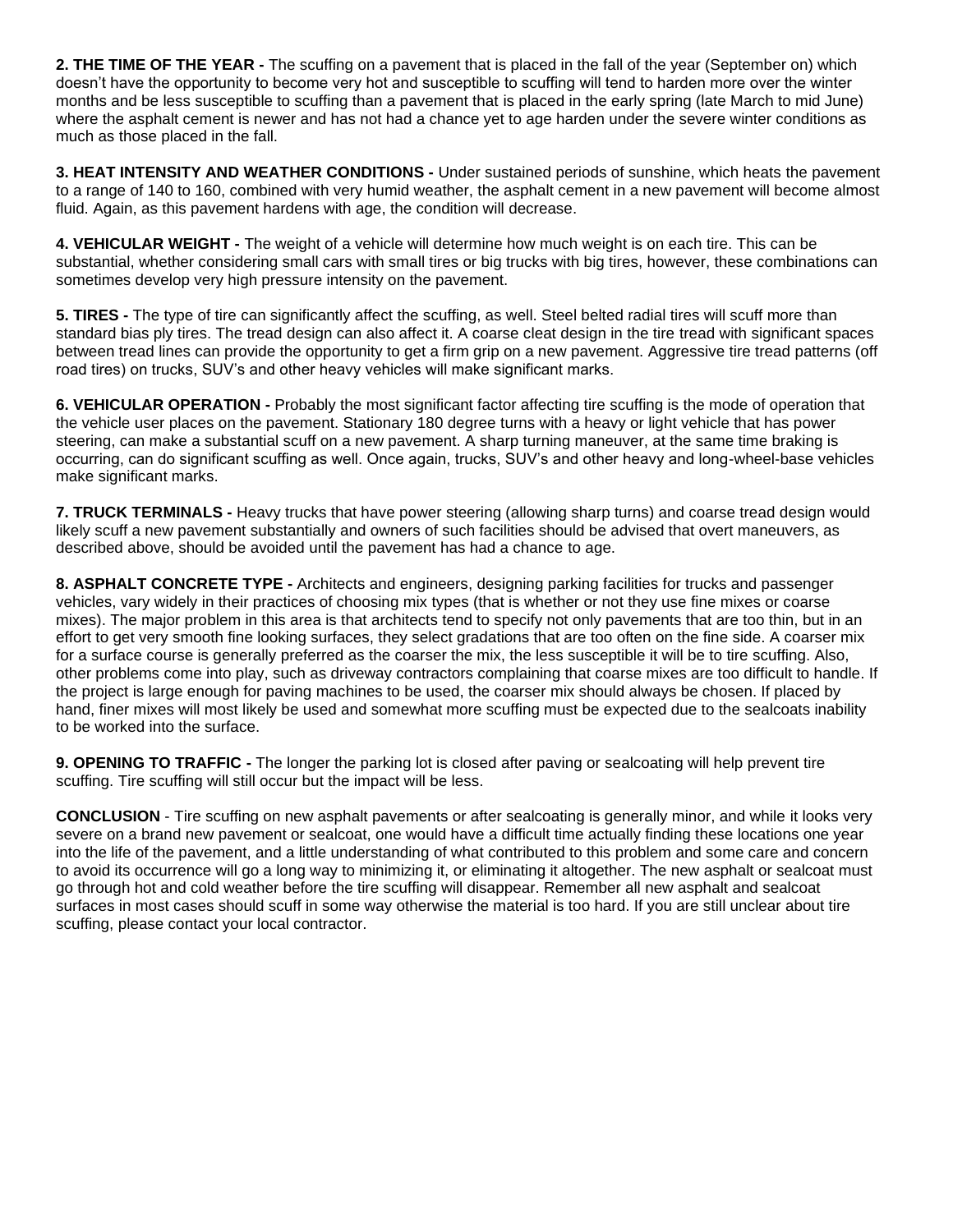**2. THE TIME OF THE YEAR -** The scuffing on a pavement that is placed in the fall of the year (September on) which doesn't have the opportunity to become very hot and susceptible to scuffing will tend to harden more over the winter months and be less susceptible to scuffing than a pavement that is placed in the early spring (late March to mid June) where the asphalt cement is newer and has not had a chance yet to age harden under the severe winter conditions as much as those placed in the fall.

**3. HEAT INTENSITY AND WEATHER CONDITIONS -** Under sustained periods of sunshine, which heats the pavement to a range of 140 to 160, combined with very humid weather, the asphalt cement in a new pavement will become almost fluid. Again, as this pavement hardens with age, the condition will decrease.

**4. VEHICULAR WEIGHT -** The weight of a vehicle will determine how much weight is on each tire. This can be substantial, whether considering small cars with small tires or big trucks with big tires, however, these combinations can sometimes develop very high pressure intensity on the pavement.

**5. TIRES -** The type of tire can significantly affect the scuffing, as well. Steel belted radial tires will scuff more than standard bias ply tires. The tread design can also affect it. A coarse cleat design in the tire tread with significant spaces between tread lines can provide the opportunity to get a firm grip on a new pavement. Aggressive tire tread patterns (off road tires) on trucks, SUV's and other heavy vehicles will make significant marks.

**6. VEHICULAR OPERATION -** Probably the most significant factor affecting tire scuffing is the mode of operation that the vehicle user places on the pavement. Stationary 180 degree turns with a heavy or light vehicle that has power steering, can make a substantial scuff on a new pavement. A sharp turning maneuver, at the same time braking is occurring, can do significant scuffing as well. Once again, trucks, SUV's and other heavy and long-wheel-base vehicles make significant marks.

**7. TRUCK TERMINALS -** Heavy trucks that have power steering (allowing sharp turns) and coarse tread design would likely scuff a new pavement substantially and owners of such facilities should be advised that overt maneuvers, as described above, should be avoided until the pavement has had a chance to age.

**8. ASPHALT CONCRETE TYPE -** Architects and engineers, designing parking facilities for trucks and passenger vehicles, vary widely in their practices of choosing mix types (that is whether or not they use fine mixes or coarse mixes). The major problem in this area is that architects tend to specify not only pavements that are too thin, but in an effort to get very smooth fine looking surfaces, they select gradations that are too often on the fine side. A coarser mix for a surface course is generally preferred as the coarser the mix, the less susceptible it will be to tire scuffing. Also, other problems come into play, such as driveway contractors complaining that coarse mixes are too difficult to handle. If the project is large enough for paving machines to be used, the coarser mix should always be chosen. If placed by hand, finer mixes will most likely be used and somewhat more scuffing must be expected due to the sealcoats inability to be worked into the surface.

**9. OPENING TO TRAFFIC -** The longer the parking lot is closed after paving or sealcoating will help prevent tire scuffing. Tire scuffing will still occur but the impact will be less.

**CONCLUSION** - Tire scuffing on new asphalt pavements or after sealcoating is generally minor, and while it looks very severe on a brand new pavement or sealcoat, one would have a difficult time actually finding these locations one year into the life of the pavement, and a little understanding of what contributed to this problem and some care and concern to avoid its occurrence will go a long way to minimizing it, or eliminating it altogether. The new asphalt or sealcoat must go through hot and cold weather before the tire scuffing will disappear. Remember all new asphalt and sealcoat surfaces in most cases should scuff in some way otherwise the material is too hard. If you are still unclear about tire scuffing, please contact your local contractor.